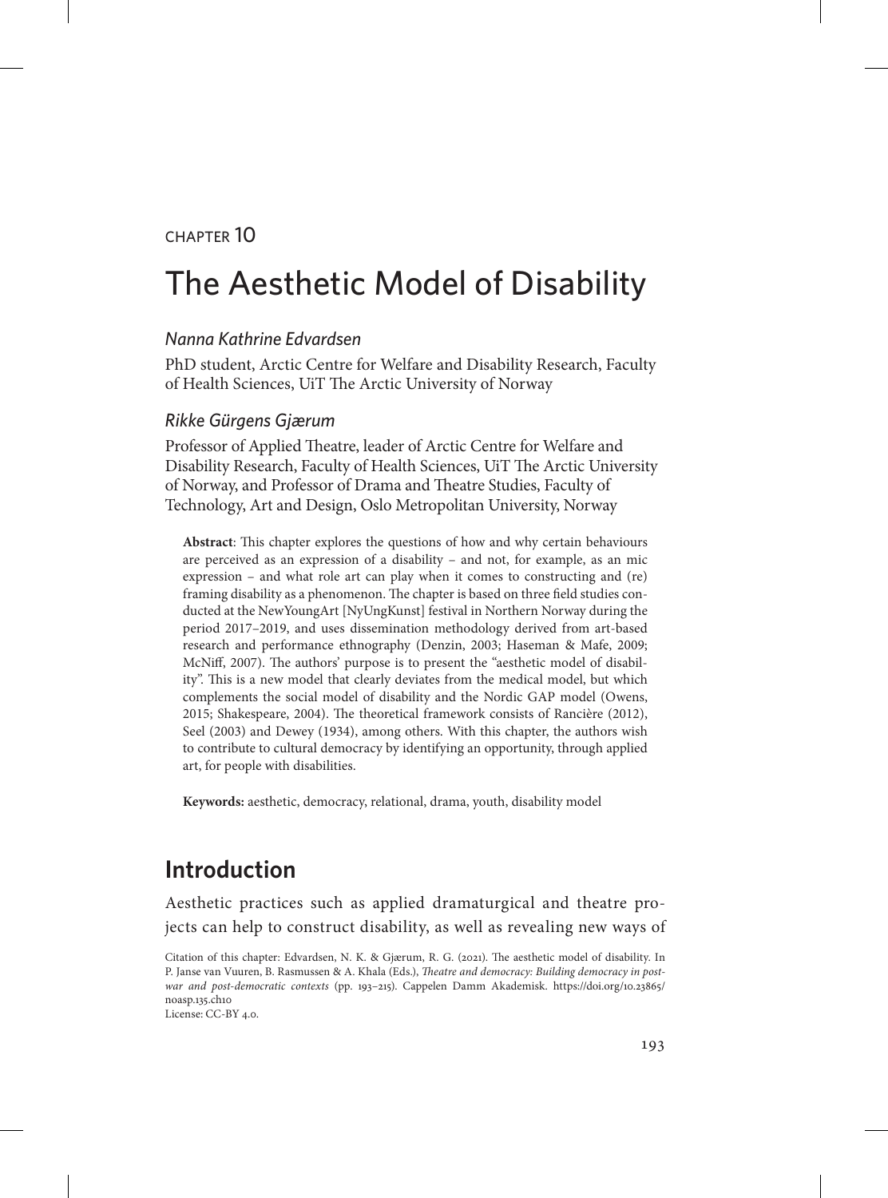CHAPTER 10

# The Aesthetic Model of Disability

*Nanna Kathrine Edvardsen*

PhD student, Arctic Centre for Welfare and Disability Research, Faculty of Health Sciences, UiT The Arctic University of Norway

*Rikke Gürgens Gjærum*

Professor of Applied Theatre, leader of Arctic Centre for Welfare and Disability Research, Faculty of Health Sciences, UiT The Arctic University of Norway, and Professor of Drama and Theatre Studies, Faculty of Technology, Art and Design, Oslo Metropolitan University, Norway

**Abstract**: This chapter explores the questions of how and why certain behaviours are perceived as an expression of a disability – and not, for example, as an mic expression – and what role art can play when it comes to constructing and (re) framing disability as a phenomenon. The chapter is based on three field studies conducted at the NewYoungArt [NyUngKunst] festival in Northern Norway during the period 2017–2019, and uses dissemination methodology derived from art-based research and performance ethnography (Denzin, 2003; Haseman & Mafe, 2009; McNiff, 2007). The authors' purpose is to present the "aesthetic model of disability". This is a new model that clearly deviates from the medical model, but which complements the social model of disability and the Nordic GAP model (Owens, 2015; Shakespeare, 2004). The theoretical framework consists of Rancière (2012), Seel (2003) and Dewey (1934), among others. With this chapter, the authors wish to contribute to cultural democracy by identifying an opportunity, through applied art, for people with disabilities.

**Keywords:** aesthetic, democracy, relational, drama, youth, disability model

## Introduction

Aesthetic practices such as applied dramaturgical and theatre projects can help to construct disability, as well as revealing new ways of

Citation of this chapter: Edvardsen, N. K. & Gjærum, R. G. (2021). The aesthetic model of disability. In P. Janse van Vuuren, B. Rasmussen & A. Khala (Eds.), *Theatre and democracy: Building democracy in post-war and post-democratic contexts* (pp. 193–215). Cappelen Damm Akademisk. https://doi.org/10.23865/noasp.135.ch10
License: CC-BY 4.0.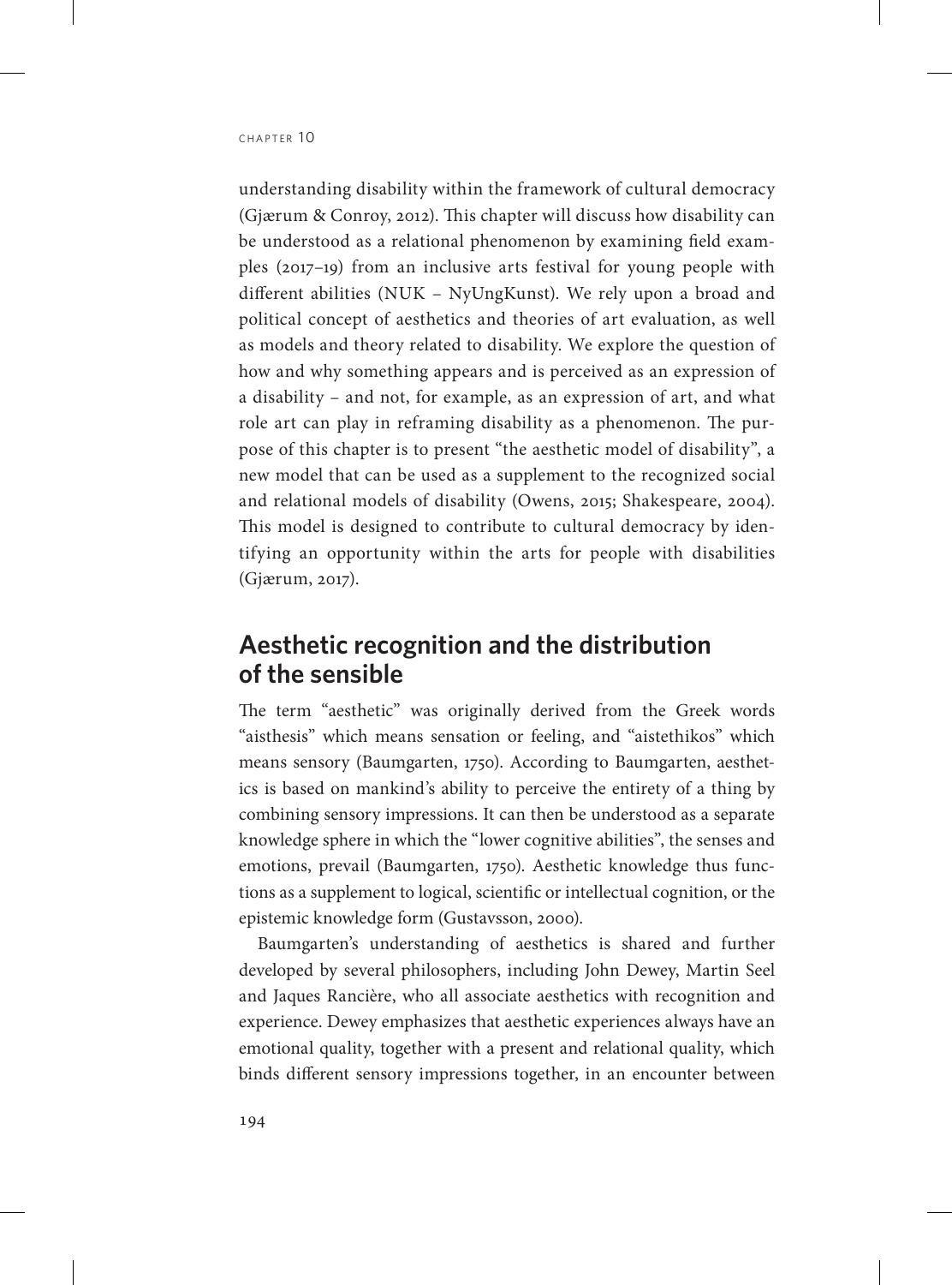understanding disability within the framework of cultural democracy (Gjærum & Conroy, 2012). This chapter will discuss how disability can be understood as a relational phenomenon by examining field examples (2017–19) from an inclusive arts festival for young people with different abilities (NUK – NyUngKunst). We rely upon a broad and political concept of aesthetics and theories of art evaluation, as well as models and theory related to disability. We explore the question of how and why something appears and is perceived as an expression of a disability – and not, for example, as an expression of art, and what role art can play in reframing disability as a phenomenon. The purpose of this chapter is to present "the aesthetic model of disability", a new model that can be used as a supplement to the recognized social and relational models of disability (Owens, 2015; Shakespeare, 2004). This model is designed to contribute to cultural democracy by identifying an opportunity within the arts for people with disabilities (Gjærum, 2017).

## Aesthetic recognition and the distribution of the sensible

The term "aesthetic" was originally derived from the Greek words "aisthesis" which means sensation or feeling, and "aistethikos" which means sensory (Baumgarten, 1750). According to Baumgarten, aesthetics is based on mankind's ability to perceive the entirety of a thing by combining sensory impressions. It can then be understood as a separate knowledge sphere in which the "lower cognitive abilities", the senses and emotions, prevail (Baumgarten, 1750). Aesthetic knowledge thus functions as a supplement to logical, scientific or intellectual cognition, or the epistemic knowledge form (Gustavsson, 2000).

Baumgarten's understanding of aesthetics is shared and further developed by several philosophers, including John Dewey, Martin Seel and Jaques Rancière, who all associate aesthetics with recognition and experience. Dewey emphasizes that aesthetic experiences always have an emotional quality, together with a present and relational quality, which binds different sensory impressions together, in an encounter between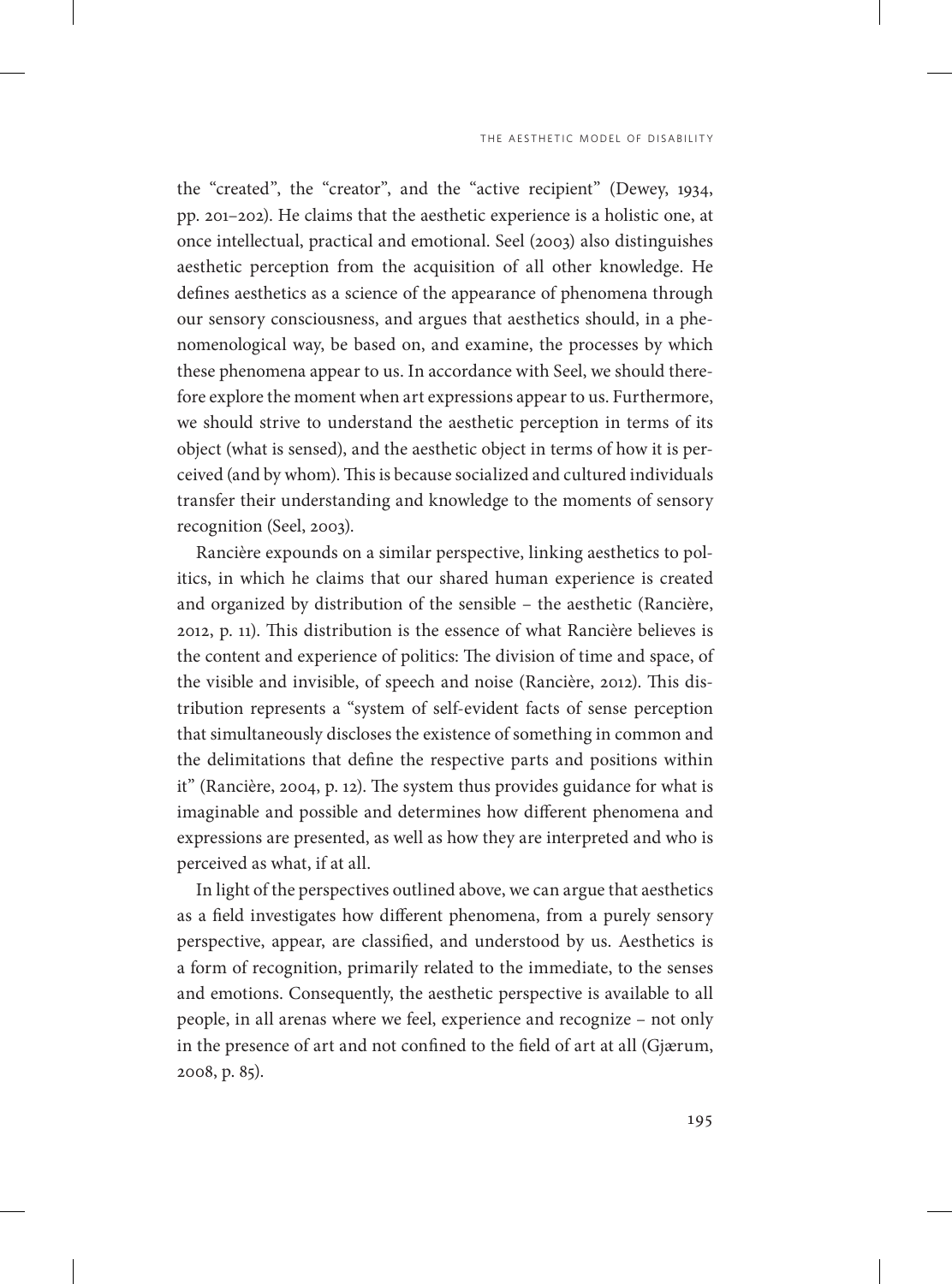the "created", the "creator", and the "active recipient" (Dewey, 1934, pp. 201–202). He claims that the aesthetic experience is a holistic one, at once intellectual, practical and emotional. Seel (2003) also distinguishes aesthetic perception from the acquisition of all other knowledge. He defines aesthetics as a science of the appearance of phenomena through our sensory consciousness, and argues that aesthetics should, in a phenomenological way, be based on, and examine, the processes by which these phenomena appear to us. In accordance with Seel, we should therefore explore the moment when art expressions appear to us. Furthermore, we should strive to understand the aesthetic perception in terms of its object (what is sensed), and the aesthetic object in terms of how it is perceived (and by whom). This is because socialized and cultured individuals transfer their understanding and knowledge to the moments of sensory recognition (Seel, 2003).

Rancière expounds on a similar perspective, linking aesthetics to politics, in which he claims that our shared human experience is created and organized by distribution of the sensible – the aesthetic (Rancière, 2012, p. 11). This distribution is the essence of what Rancière believes is the content and experience of politics: The division of time and space, of the visible and invisible, of speech and noise (Rancière, 2012). This distribution represents a "system of self-evident facts of sense perception that simultaneously discloses the existence of something in common and the delimitations that define the respective parts and positions within it" (Rancière, 2004, p. 12). The system thus provides guidance for what is imaginable and possible and determines how different phenomena and expressions are presented, as well as how they are interpreted and who is perceived as what, if at all.

In light of the perspectives outlined above, we can argue that aesthetics as a field investigates how different phenomena, from a purely sensory perspective, appear, are classified, and understood by us. Aesthetics is a form of recognition, primarily related to the immediate, to the senses and emotions. Consequently, the aesthetic perspective is available to all people, in all arenas where we feel, experience and recognize – not only in the presence of art and not confined to the field of art at all (Gjærum, 2008, p. 85).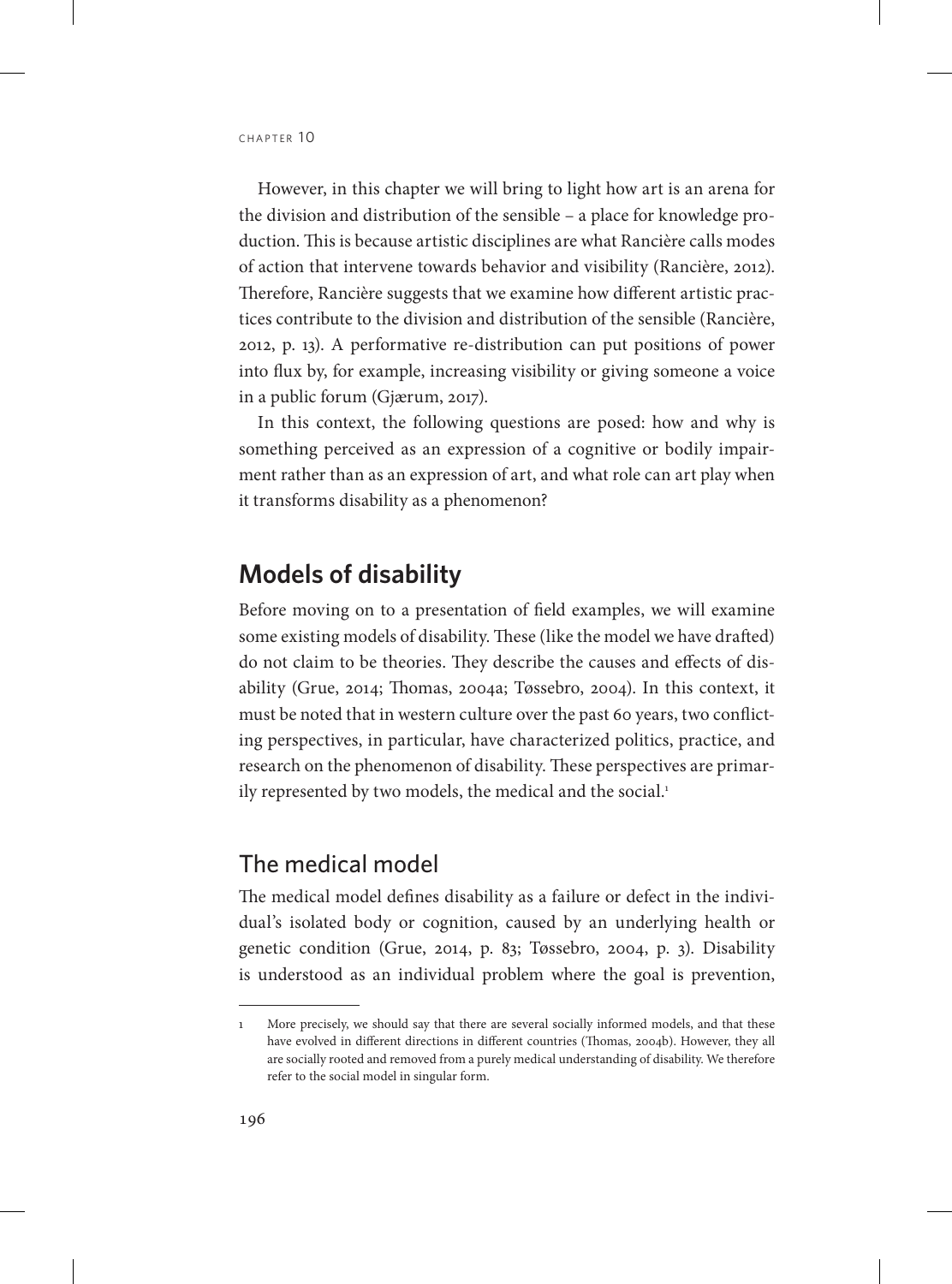However, in this chapter we will bring to light how art is an arena for the division and distribution of the sensible – a place for knowledge production. This is because artistic disciplines are what Rancière calls modes of action that intervene towards behavior and visibility (Rancière, 2012). Therefore, Rancière suggests that we examine how different artistic practices contribute to the division and distribution of the sensible (Rancière, 2012, p. 13). A performative re-distribution can put positions of power into flux by, for example, increasing visibility or giving someone a voice in a public forum (Gjærum, 2017).

In this context, the following questions are posed: how and why is something perceived as an expression of a cognitive or bodily impairment rather than as an expression of art, and what role can art play when it transforms disability as a phenomenon?

## Models of disability

Before moving on to a presentation of field examples, we will examine some existing models of disability. These (like the model we have drafted) do not claim to be theories. They describe the causes and effects of disability (Grue, 2014; Thomas, 2004a; Tøssebro, 2004). In this context, it must be noted that in western culture over the past 60 years, two conflicting perspectives, in particular, have characterized politics, practice, and research on the phenomenon of disability. These perspectives are primarily represented by two models, the medical and the social.[1]

### The medical model

The medical model defines disability as a failure or defect in the individual's isolated body or cognition, caused by an underlying health or genetic condition (Grue, 2014, p. 83; Tøssebro, 2004, p. 3). Disability is understood as an individual problem where the goal is prevention,

---

1 More precisely, we should say that there are several socially informed models, and that these have evolved in different directions in different countries (Thomas, 2004b). However, they all are socially rooted and removed from a purely medical understanding of disability. We therefore refer to the social model in singular form.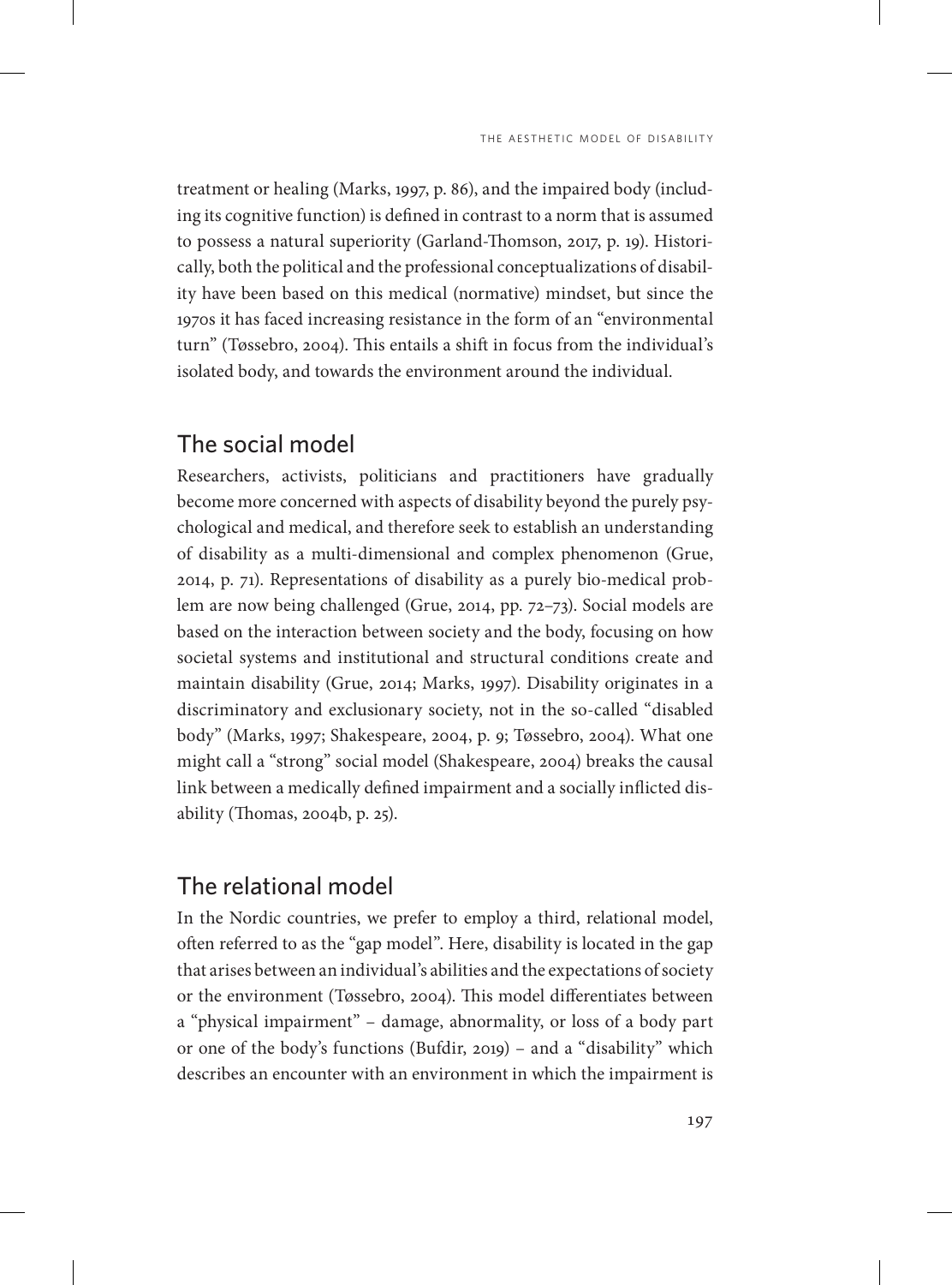treatment or healing (Marks, 1997, p. 86), and the impaired body (including its cognitive function) is defined in contrast to a norm that is assumed to possess a natural superiority (Garland-Thomson, 2017, p. 19). Historically, both the political and the professional conceptualizations of disability have been based on this medical (normative) mindset, but since the 1970s it has faced increasing resistance in the form of an "environmental turn" (Tøssebro, 2004). This entails a shift in focus from the individual's isolated body, and towards the environment around the individual.

## The social model

Researchers, activists, politicians and practitioners have gradually become more concerned with aspects of disability beyond the purely psychological and medical, and therefore seek to establish an understanding of disability as a multi-dimensional and complex phenomenon (Grue, 2014, p. 71). Representations of disability as a purely bio-medical problem are now being challenged (Grue, 2014, pp. 72–73). Social models are based on the interaction between society and the body, focusing on how societal systems and institutional and structural conditions create and maintain disability (Grue, 2014; Marks, 1997). Disability originates in a discriminatory and exclusionary society, not in the so-called "disabled body" (Marks, 1997; Shakespeare, 2004, p. 9; Tøssebro, 2004). What one might call a "strong" social model (Shakespeare, 2004) breaks the causal link between a medically defined impairment and a socially inflicted disability (Thomas, 2004b, p. 25).

## The relational model

In the Nordic countries, we prefer to employ a third, relational model, often referred to as the "gap model". Here, disability is located in the gap that arises between an individual's abilities and the expectations of society or the environment (Tøssebro, 2004). This model differentiates between a "physical impairment" – damage, abnormality, or loss of a body part or one of the body's functions (Bufdir, 2019) – and a "disability" which describes an encounter with an environment in which the impairment is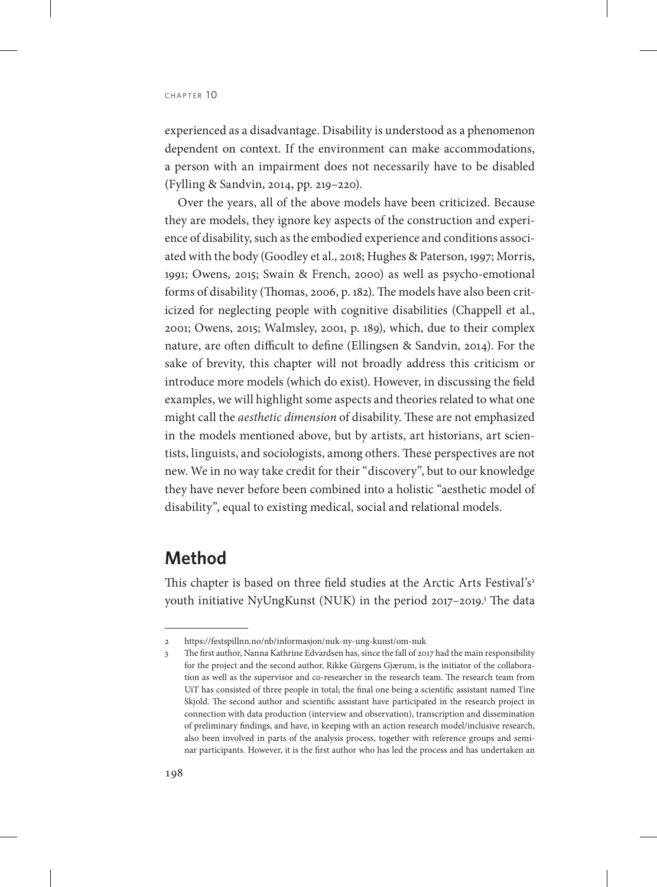experienced as a disadvantage. Disability is understood as a phenomenon dependent on context. If the environment can make accommodations, a person with an impairment does not necessarily have to be disabled (Fylling & Sandvin, 2014, pp. 219–220).

Over the years, all of the above models have been criticized. Because they are models, they ignore key aspects of the construction and experience of disability, such as the embodied experience and conditions associated with the body (Goodley et al., 2018; Hughes & Paterson, 1997; Morris, 1991; Owens, 2015; Swain & French, 2000) as well as psycho-emotional forms of disability (Thomas, 2006, p. 182). The models have also been criticized for neglecting people with cognitive disabilities (Chappell et al., 2001; Owens, 2015; Walmsley, 2001, p. 189), which, due to their complex nature, are often difficult to define (Ellingsen & Sandvin, 2014). For the sake of brevity, this chapter will not broadly address this criticism or introduce more models (which do exist). However, in discussing the field examples, we will highlight some aspects and theories related to what one might call the *aesthetic dimension* of disability. These are not emphasized in the models mentioned above, but by artists, art historians, art scientists, linguists, and sociologists, among others. These perspectives are not new. We in no way take credit for their "discovery", but to our knowledge they have never before been combined into a holistic "aesthetic model of disability", equal to existing medical, social and relational models.

## Method

This chapter is based on three field studies at the Arctic Arts Festival's[2] youth initiative NyUngKunst (NUK) in the period 2017–2019.[3] The data

---

2 https://festspillnn.no/nb/informasjon/nuk-ny-ung-kunst/om-nuk

3 The first author, Nanna Kathrine Edvardsen has, since the fall of 2017 had the main responsibility for the project and the second author, Rikke Gürgens Gjærum, is the initiator of the collaboration as well as the supervisor and co-researcher in the research team. The research team from UiT has consisted of three people in total; the final one being a scientific assistant named Tine Skjold. The second author and scientific assistant have participated in the research project in connection with data production (interview and observation), transcription and dissemination of preliminary findings, and have, in keeping with an action research model/inclusive research, also been involved in parts of the analysis process, together with reference groups and seminar participants. However, it is the first author who has led the process and has undertaken an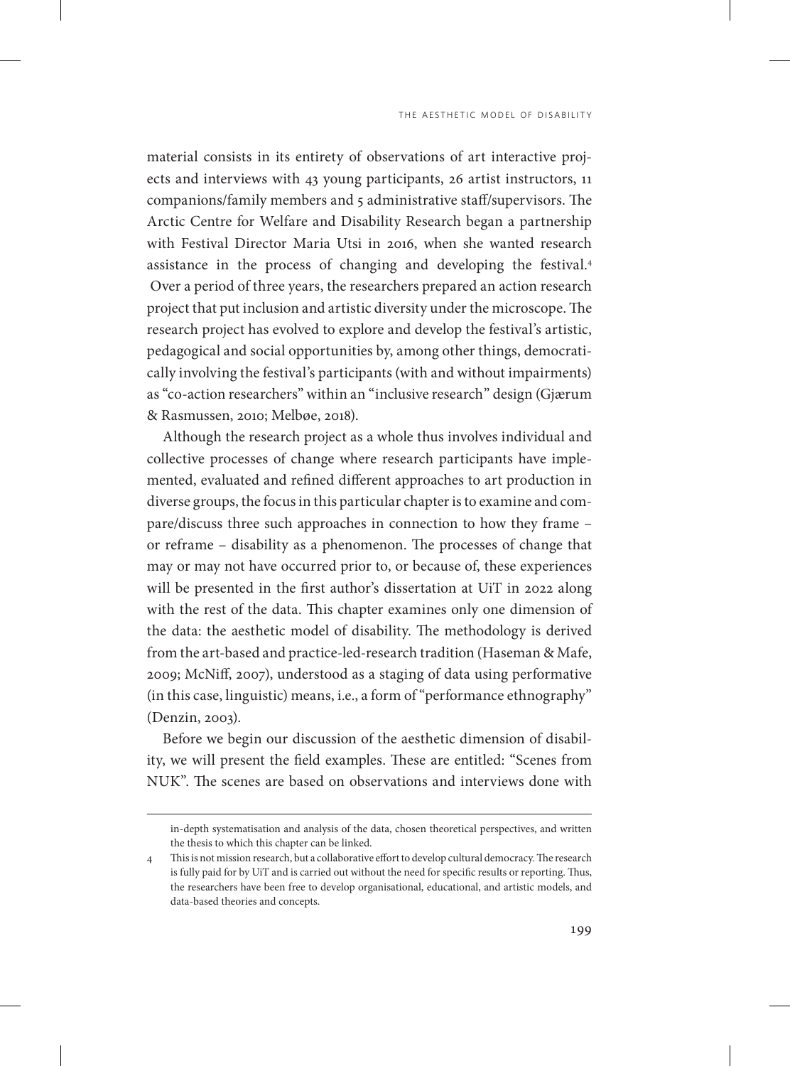material consists in its entirety of observations of art interactive projects and interviews with 43 young participants, 26 artist instructors, 11 companions/family members and 5 administrative staff/supervisors. The Arctic Centre for Welfare and Disability Research began a partnership with Festival Director Maria Utsi in 2016, when she wanted research assistance in the process of changing and developing the festival.[4] Over a period of three years, the researchers prepared an action research project that put inclusion and artistic diversity under the microscope. The research project has evolved to explore and develop the festival's artistic, pedagogical and social opportunities by, among other things, democratically involving the festival's participants (with and without impairments) as "co-action researchers" within an "inclusive research" design (Gjærum & Rasmussen, 2010; Melbøe, 2018).

Although the research project as a whole thus involves individual and collective processes of change where research participants have implemented, evaluated and refined different approaches to art production in diverse groups, the focus in this particular chapter is to examine and compare/discuss three such approaches in connection to how they frame – or reframe – disability as a phenomenon. The processes of change that may or may not have occurred prior to, or because of, these experiences will be presented in the first author's dissertation at UiT in 2022 along with the rest of the data. This chapter examines only one dimension of the data: the aesthetic model of disability. The methodology is derived from the art-based and practice-led-research tradition (Haseman & Mafe, 2009; McNiff, 2007), understood as a staging of data using performative (in this case, linguistic) means, i.e., a form of "performance ethnography" (Denzin, 2003).

Before we begin our discussion of the aesthetic dimension of disability, we will present the field examples. These are entitled: "Scenes from NUK". The scenes are based on observations and interviews done with

---

in-depth systematisation and analysis of the data, chosen theoretical perspectives, and written the thesis to which this chapter can be linked.

4 This is not mission research, but a collaborative effort to develop cultural democracy. The research is fully paid for by UiT and is carried out without the need for specific results or reporting. Thus, the researchers have been free to develop organisational, educational, and artistic models, and data-based theories and concepts.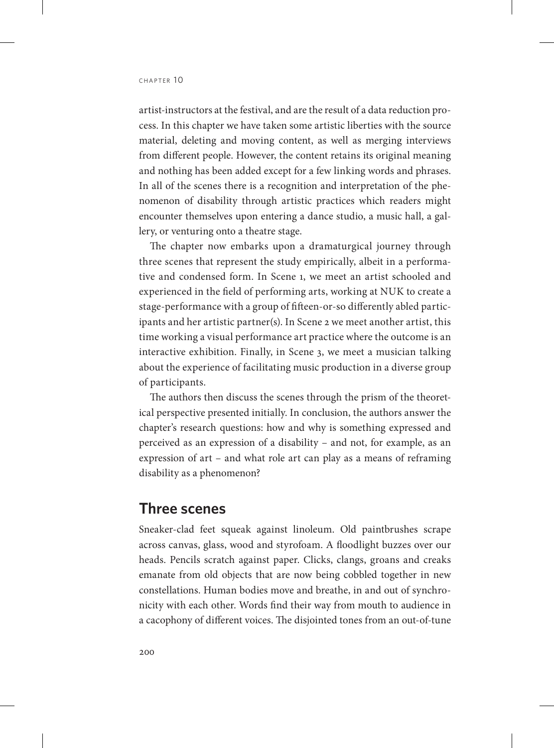artist-instructors at the festival, and are the result of a data reduction process. In this chapter we have taken some artistic liberties with the source material, deleting and moving content, as well as merging interviews from different people. However, the content retains its original meaning and nothing has been added except for a few linking words and phrases. In all of the scenes there is a recognition and interpretation of the phenomenon of disability through artistic practices which readers might encounter themselves upon entering a dance studio, a music hall, a gallery, or venturing onto a theatre stage.

The chapter now embarks upon a dramaturgical journey through three scenes that represent the study empirically, albeit in a performative and condensed form. In Scene 1, we meet an artist schooled and experienced in the field of performing arts, working at NUK to create a stage-performance with a group of fifteen-or-so differently abled participants and her artistic partner(s). In Scene 2 we meet another artist, this time working a visual performance art practice where the outcome is an interactive exhibition. Finally, in Scene 3, we meet a musician talking about the experience of facilitating music production in a diverse group of participants.

The authors then discuss the scenes through the prism of the theoretical perspective presented initially. In conclusion, the authors answer the chapter's research questions: how and why is something expressed and perceived as an expression of a disability – and not, for example, as an expression of art – and what role art can play as a means of reframing disability as a phenomenon?

## Three scenes

Sneaker-clad feet squeak against linoleum. Old paintbrushes scrape across canvas, glass, wood and styrofoam. A floodlight buzzes over our heads. Pencils scratch against paper. Clicks, clangs, groans and creaks emanate from old objects that are now being cobbled together in new constellations. Human bodies move and breathe, in and out of synchronicity with each other. Words find their way from mouth to audience in a cacophony of different voices. The disjointed tones from an out-of-tune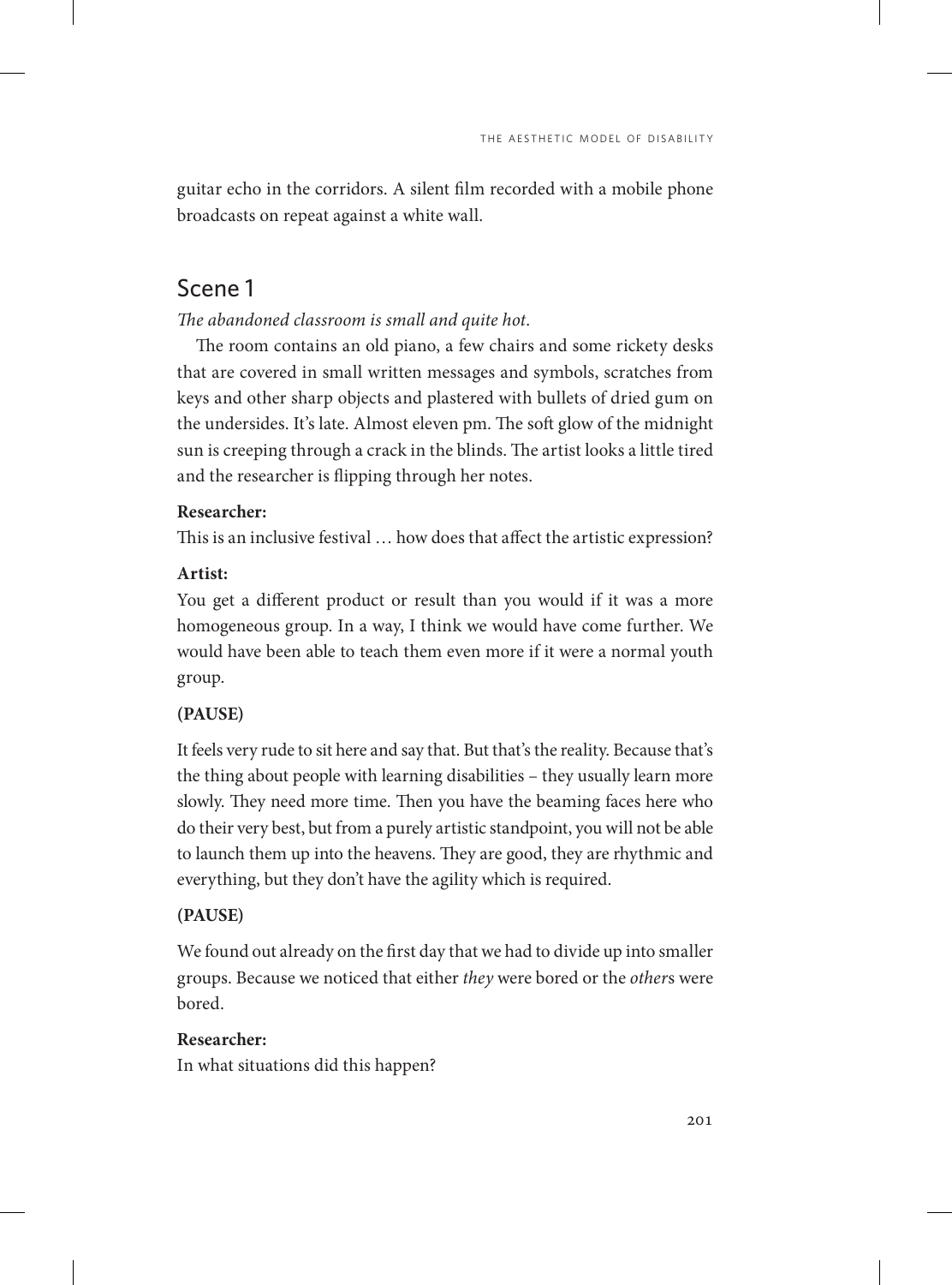guitar echo in the corridors. A silent film recorded with a mobile phone broadcasts on repeat against a white wall.

## Scene 1

*The abandoned classroom is small and quite hot.*

The room contains an old piano, a few chairs and some rickety desks that are covered in small written messages and symbols, scratches from keys and other sharp objects and plastered with bullets of dried gum on the undersides. It's late. Almost eleven pm. The soft glow of the midnight sun is creeping through a crack in the blinds. The artist looks a little tired and the researcher is flipping through her notes.

**Researcher:**

This is an inclusive festival … how does that affect the artistic expression?

**Artist:**

You get a different product or result than you would if it was a more homogeneous group. In a way, I think we would have come further. We would have been able to teach them even more if it were a normal youth group.

**(PAUSE)**

It feels very rude to sit here and say that. But that's the reality. Because that's the thing about people with learning disabilities – they usually learn more slowly. They need more time. Then you have the beaming faces here who do their very best, but from a purely artistic standpoint, you will not be able to launch them up into the heavens. They are good, they are rhythmic and everything, but they don't have the agility which is required.

**(PAUSE)**

We found out already on the first day that we had to divide up into smaller groups. Because we noticed that either *they* were bored or the *other*s were bored.

**Researcher:**

In what situations did this happen?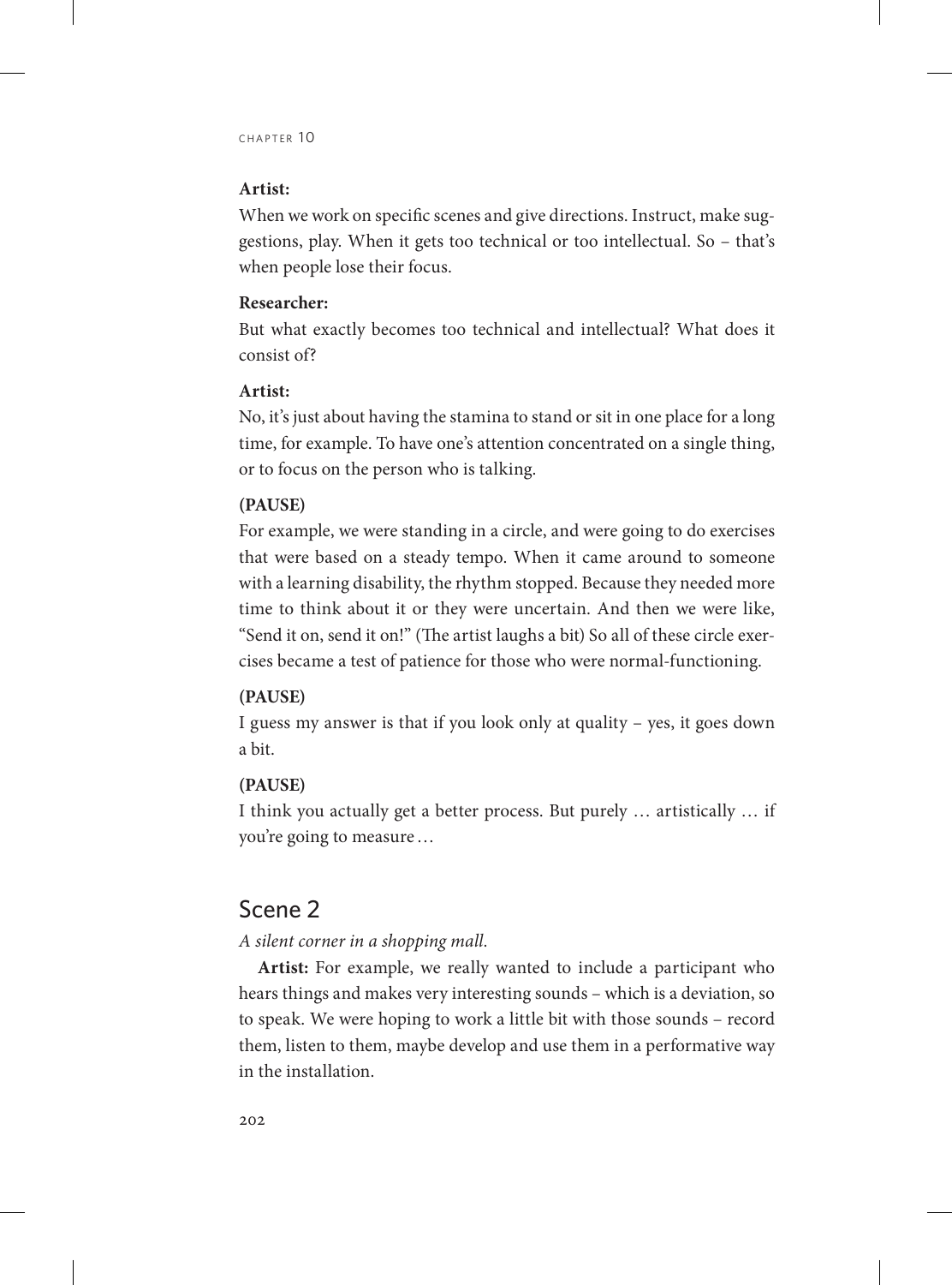**Artist:**

When we work on specific scenes and give directions. Instruct, make suggestions, play. When it gets too technical or too intellectual. So – that's when people lose their focus.

**Researcher:**

But what exactly becomes too technical and intellectual? What does it consist of?

**Artist:**

No, it's just about having the stamina to stand or sit in one place for a long time, for example. To have one's attention concentrated on a single thing, or to focus on the person who is talking.

**(PAUSE)**

For example, we were standing in a circle, and were going to do exercises that were based on a steady tempo. When it came around to someone with a learning disability, the rhythm stopped. Because they needed more time to think about it or they were uncertain. And then we were like, "Send it on, send it on!" (The artist laughs a bit) So all of these circle exercises became a test of patience for those who were normal-functioning.

**(PAUSE)**

I guess my answer is that if you look only at quality – yes, it goes down a bit.

**(PAUSE)**

I think you actually get a better process. But purely … artistically … if you're going to measure …

## Scene 2

*A silent corner in a shopping mall.*

**Artist:** For example, we really wanted to include a participant who hears things and makes very interesting sounds – which is a deviation, so to speak. We were hoping to work a little bit with those sounds – record them, listen to them, maybe develop and use them in a performative way in the installation.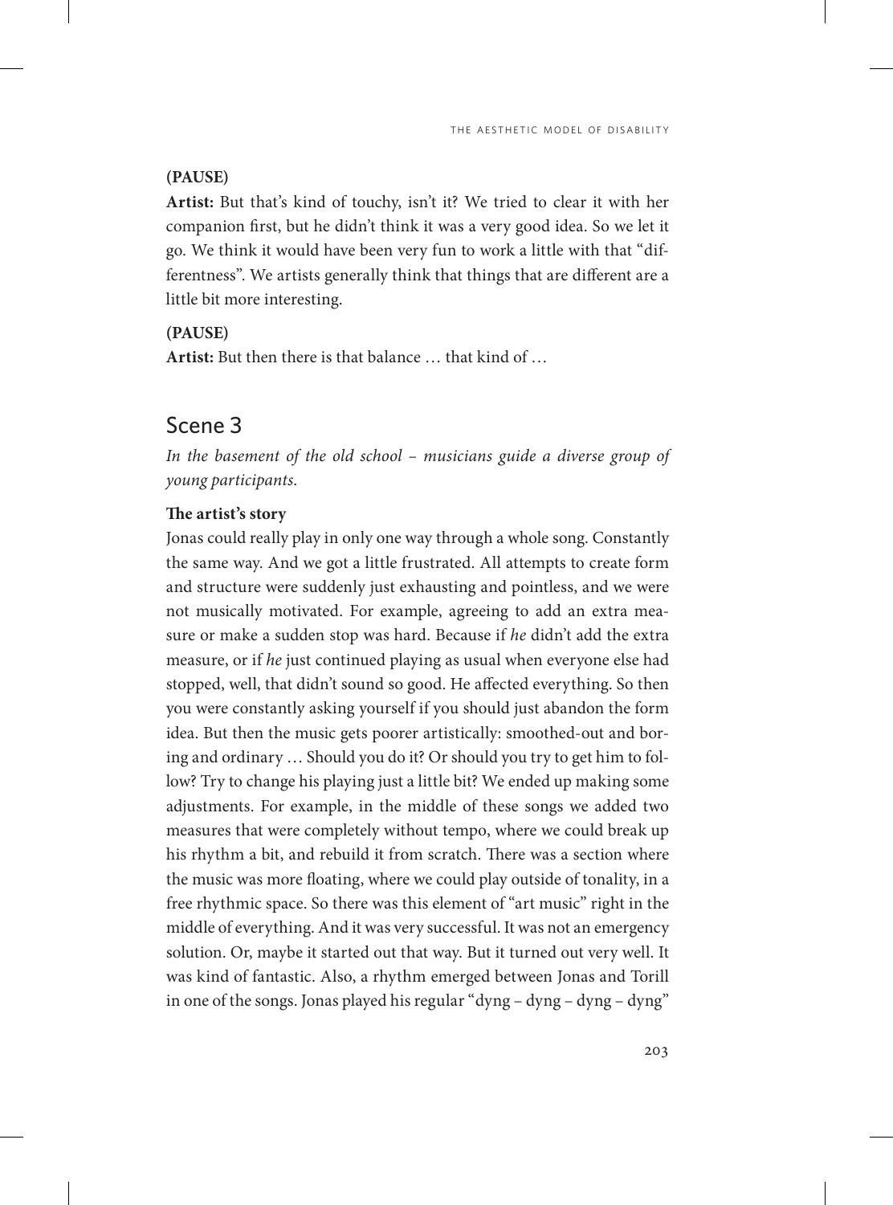**(PAUSE)**

**Artist:** But that's kind of touchy, isn't it? We tried to clear it with her companion first, but he didn't think it was a very good idea. So we let it go. We think it would have been very fun to work a little with that "differentness". We artists generally think that things that are different are a little bit more interesting.

**(PAUSE)**

**Artist:** But then there is that balance … that kind of …

## Scene 3

*In the basement of the old school – musicians guide a diverse group of young participants.*

**The artist's story**

Jonas could really play in only one way through a whole song. Constantly the same way. And we got a little frustrated. All attempts to create form and structure were suddenly just exhausting and pointless, and we were not musically motivated. For example, agreeing to add an extra measure or make a sudden stop was hard. Because if *he* didn't add the extra measure, or if *he* just continued playing as usual when everyone else had stopped, well, that didn't sound so good. He affected everything. So then you were constantly asking yourself if you should just abandon the form idea. But then the music gets poorer artistically: smoothed-out and boring and ordinary … Should you do it? Or should you try to get him to follow? Try to change his playing just a little bit? We ended up making some adjustments. For example, in the middle of these songs we added two measures that were completely without tempo, where we could break up his rhythm a bit, and rebuild it from scratch. There was a section where the music was more floating, where we could play outside of tonality, in a free rhythmic space. So there was this element of "art music" right in the middle of everything. And it was very successful. It was not an emergency solution. Or, maybe it started out that way. But it turned out very well. It was kind of fantastic. Also, a rhythm emerged between Jonas and Torill in one of the songs. Jonas played his regular "dyng – dyng – dyng – dyng"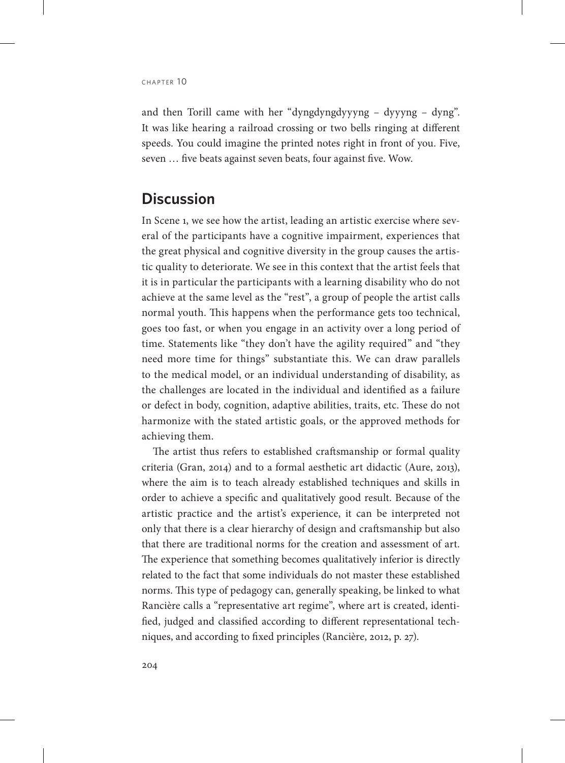and then Torill came with her "dyngdyngdyyyng – dyyyng – dyng". It was like hearing a railroad crossing or two bells ringing at different speeds. You could imagine the printed notes right in front of you. Five, seven … five beats against seven beats, four against five. Wow.

## Discussion

In Scene 1, we see how the artist, leading an artistic exercise where several of the participants have a cognitive impairment, experiences that the great physical and cognitive diversity in the group causes the artistic quality to deteriorate. We see in this context that the artist feels that it is in particular the participants with a learning disability who do not achieve at the same level as the "rest", a group of people the artist calls normal youth. This happens when the performance gets too technical, goes too fast, or when you engage in an activity over a long period of time. Statements like "they don't have the agility required" and "they need more time for things" substantiate this. We can draw parallels to the medical model, or an individual understanding of disability, as the challenges are located in the individual and identified as a failure or defect in body, cognition, adaptive abilities, traits, etc. These do not harmonize with the stated artistic goals, or the approved methods for achieving them.

The artist thus refers to established craftsmanship or formal quality criteria (Gran, 2014) and to a formal aesthetic art didactic (Aure, 2013), where the aim is to teach already established techniques and skills in order to achieve a specific and qualitatively good result. Because of the artistic practice and the artist's experience, it can be interpreted not only that there is a clear hierarchy of design and craftsmanship but also that there are traditional norms for the creation and assessment of art. The experience that something becomes qualitatively inferior is directly related to the fact that some individuals do not master these established norms. This type of pedagogy can, generally speaking, be linked to what Rancière calls a "representative art regime", where art is created, identified, judged and classified according to different representational techniques, and according to fixed principles (Rancière, 2012, p. 27).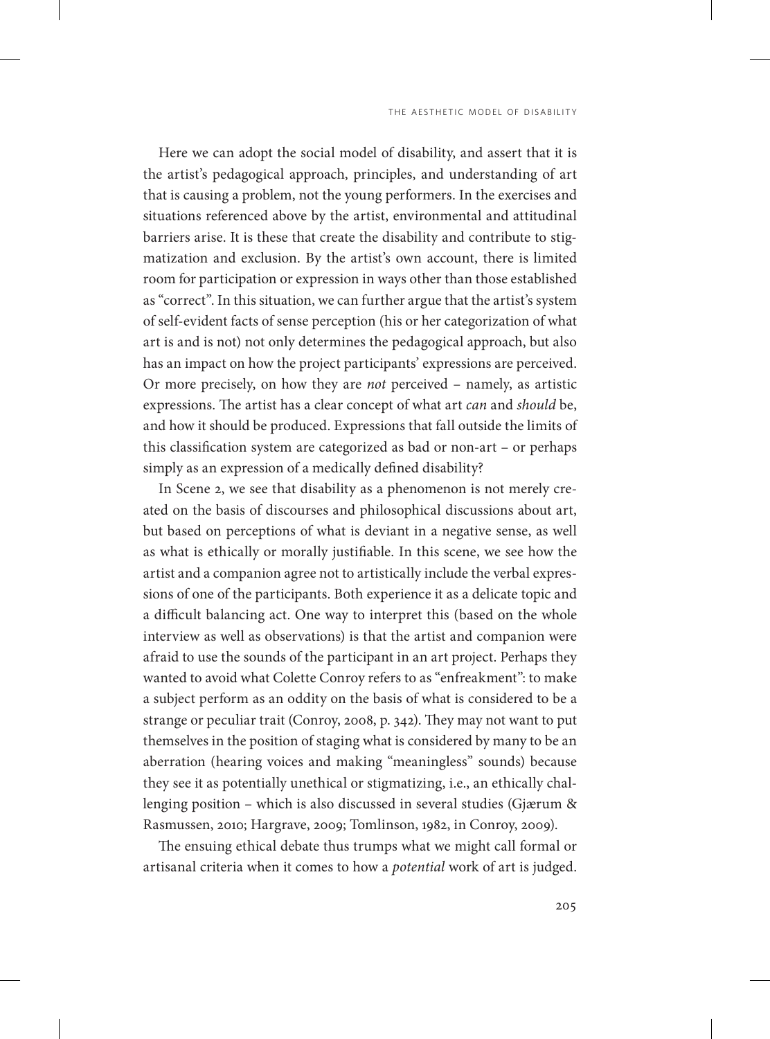Here we can adopt the social model of disability, and assert that it is the artist's pedagogical approach, principles, and understanding of art that is causing a problem, not the young performers. In the exercises and situations referenced above by the artist, environmental and attitudinal barriers arise. It is these that create the disability and contribute to stigmatization and exclusion. By the artist's own account, there is limited room for participation or expression in ways other than those established as "correct". In this situation, we can further argue that the artist's system of self-evident facts of sense perception (his or her categorization of what art is and is not) not only determines the pedagogical approach, but also has an impact on how the project participants' expressions are perceived. Or more precisely, on how they are *not* perceived – namely, as artistic expressions. The artist has a clear concept of what art *can* and *should* be, and how it should be produced. Expressions that fall outside the limits of this classification system are categorized as bad or non-art – or perhaps simply as an expression of a medically defined disability?

In Scene 2, we see that disability as a phenomenon is not merely created on the basis of discourses and philosophical discussions about art, but based on perceptions of what is deviant in a negative sense, as well as what is ethically or morally justifiable. In this scene, we see how the artist and a companion agree not to artistically include the verbal expressions of one of the participants. Both experience it as a delicate topic and a difficult balancing act. One way to interpret this (based on the whole interview as well as observations) is that the artist and companion were afraid to use the sounds of the participant in an art project. Perhaps they wanted to avoid what Colette Conroy refers to as "enfreakment": to make a subject perform as an oddity on the basis of what is considered to be a strange or peculiar trait (Conroy, 2008, p. 342). They may not want to put themselves in the position of staging what is considered by many to be an aberration (hearing voices and making "meaningless" sounds) because they see it as potentially unethical or stigmatizing, i.e., an ethically challenging position – which is also discussed in several studies (Gjærum & Rasmussen, 2010; Hargrave, 2009; Tomlinson, 1982, in Conroy, 2009).

The ensuing ethical debate thus trumps what we might call formal or artisanal criteria when it comes to how a *potential* work of art is judged.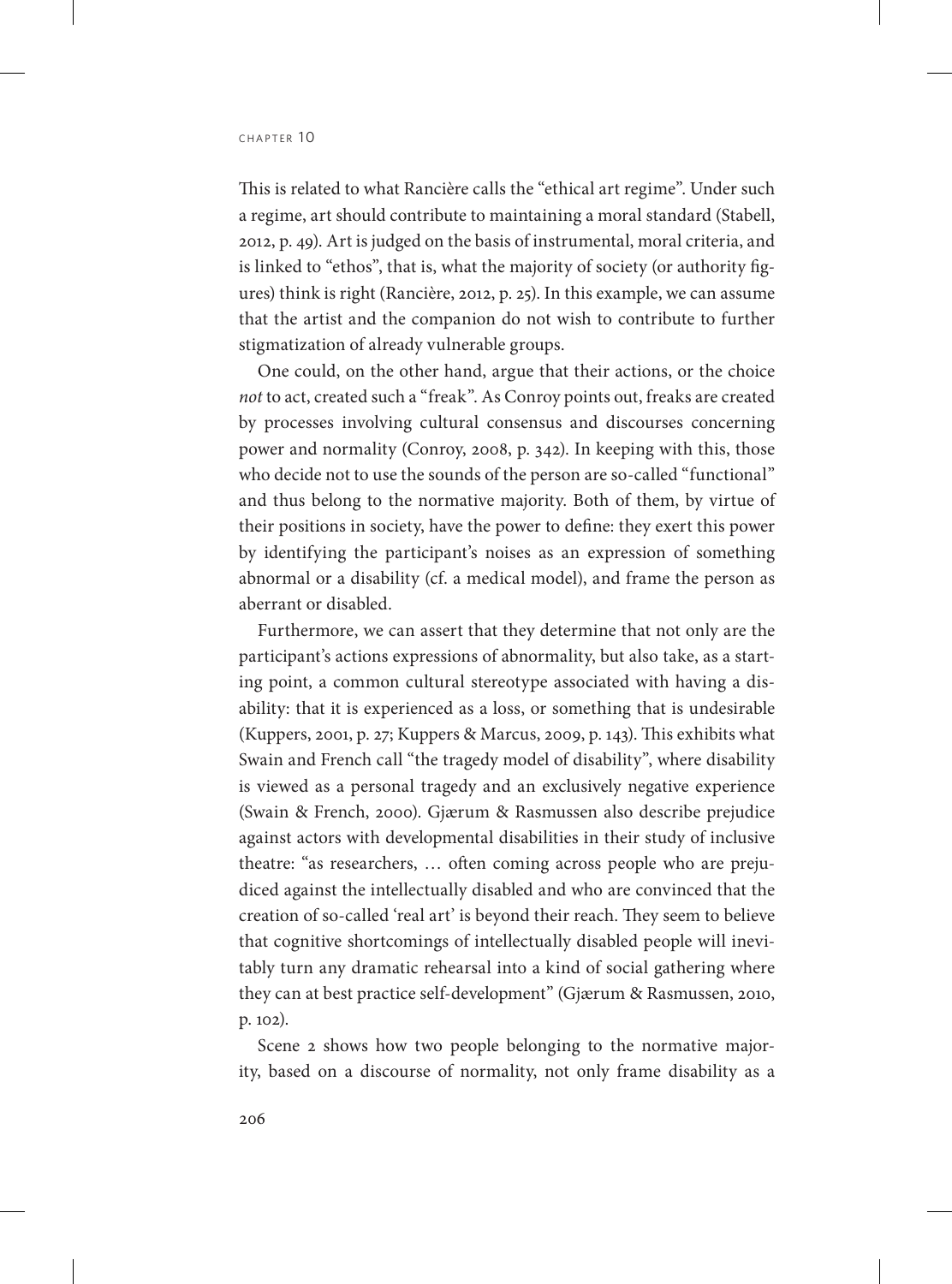This is related to what Rancière calls the "ethical art regime". Under such a regime, art should contribute to maintaining a moral standard (Stabell, 2012, p. 49). Art is judged on the basis of instrumental, moral criteria, and is linked to "ethos", that is, what the majority of society (or authority figures) think is right (Rancière, 2012, p. 25). In this example, we can assume that the artist and the companion do not wish to contribute to further stigmatization of already vulnerable groups.

One could, on the other hand, argue that their actions, or the choice *not* to act, created such a "freak". As Conroy points out, freaks are created by processes involving cultural consensus and discourses concerning power and normality (Conroy, 2008, p. 342). In keeping with this, those who decide not to use the sounds of the person are so-called "functional" and thus belong to the normative majority. Both of them, by virtue of their positions in society, have the power to define: they exert this power by identifying the participant's noises as an expression of something abnormal or a disability (cf. a medical model), and frame the person as aberrant or disabled.

Furthermore, we can assert that they determine that not only are the participant's actions expressions of abnormality, but also take, as a starting point, a common cultural stereotype associated with having a disability: that it is experienced as a loss, or something that is undesirable (Kuppers, 2001, p. 27; Kuppers & Marcus, 2009, p. 143). This exhibits what Swain and French call "the tragedy model of disability", where disability is viewed as a personal tragedy and an exclusively negative experience (Swain & French, 2000). Gjærum & Rasmussen also describe prejudice against actors with developmental disabilities in their study of inclusive theatre: "as researchers, … often coming across people who are prejudiced against the intellectually disabled and who are convinced that the creation of so-called 'real art' is beyond their reach. They seem to believe that cognitive shortcomings of intellectually disabled people will inevitably turn any dramatic rehearsal into a kind of social gathering where they can at best practice self-development" (Gjærum & Rasmussen, 2010, p. 102).

Scene 2 shows how two people belonging to the normative majority, based on a discourse of normality, not only frame disability as a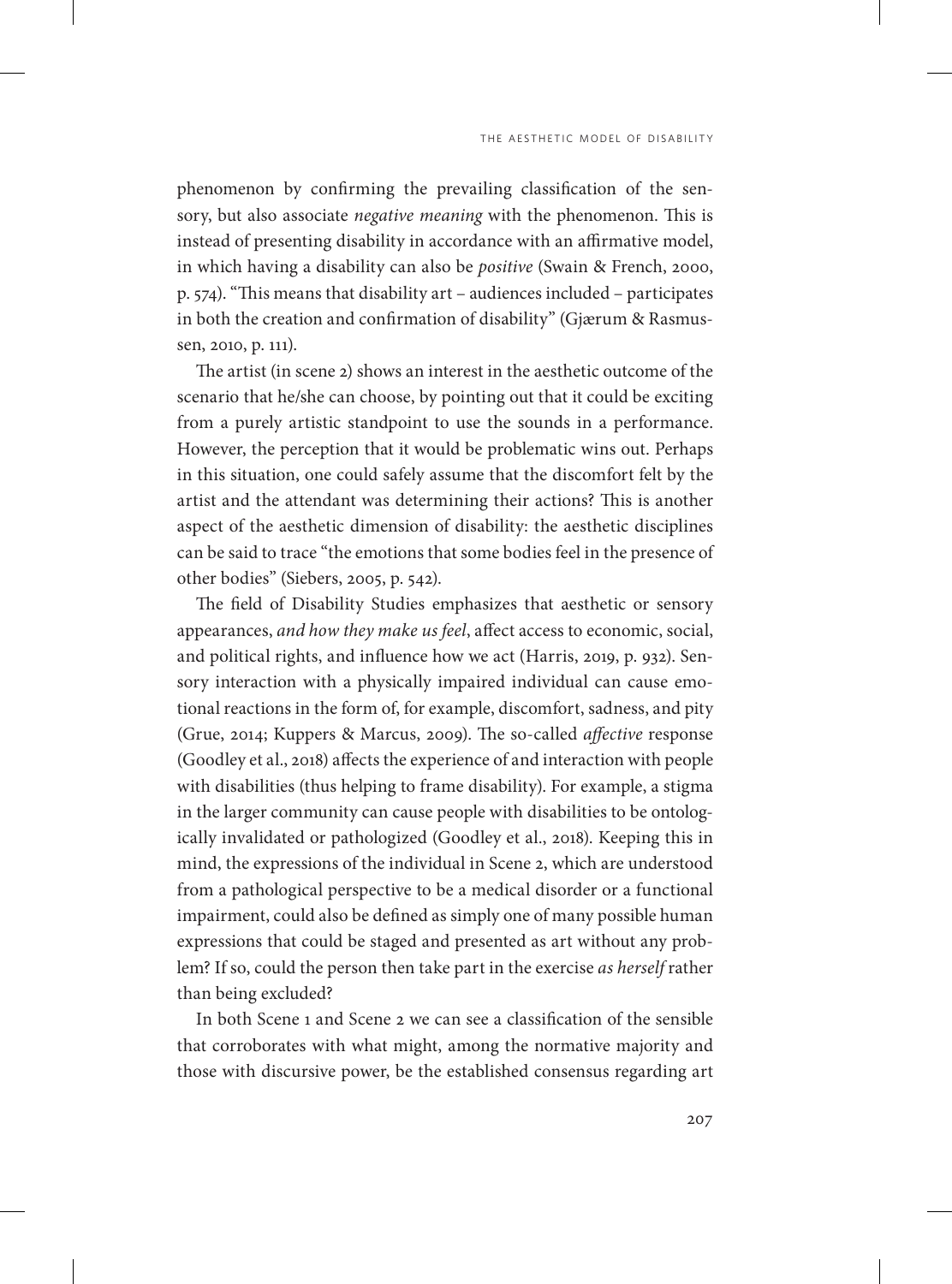phenomenon by confirming the prevailing classification of the sensory, but also associate *negative meaning* with the phenomenon. This is instead of presenting disability in accordance with an affirmative model, in which having a disability can also be *positive* (Swain & French, 2000, p. 574). "This means that disability art – audiences included – participates in both the creation and confirmation of disability" (Gjærum & Rasmussen, 2010, p. 111).

The artist (in scene 2) shows an interest in the aesthetic outcome of the scenario that he/she can choose, by pointing out that it could be exciting from a purely artistic standpoint to use the sounds in a performance. However, the perception that it would be problematic wins out. Perhaps in this situation, one could safely assume that the discomfort felt by the artist and the attendant was determining their actions? This is another aspect of the aesthetic dimension of disability: the aesthetic disciplines can be said to trace "the emotions that some bodies feel in the presence of other bodies" (Siebers, 2005, p. 542).

The field of Disability Studies emphasizes that aesthetic or sensory appearances, *and how they make us feel*, affect access to economic, social, and political rights, and influence how we act (Harris, 2019, p. 932). Sensory interaction with a physically impaired individual can cause emotional reactions in the form of, for example, discomfort, sadness, and pity (Grue, 2014; Kuppers & Marcus, 2009). The so-called *affective* response (Goodley et al., 2018) affects the experience of and interaction with people with disabilities (thus helping to frame disability). For example, a stigma in the larger community can cause people with disabilities to be ontologically invalidated or pathologized (Goodley et al., 2018). Keeping this in mind, the expressions of the individual in Scene 2, which are understood from a pathological perspective to be a medical disorder or a functional impairment, could also be defined as simply one of many possible human expressions that could be staged and presented as art without any problem? If so, could the person then take part in the exercise *as herself* rather than being excluded?

In both Scene 1 and Scene 2 we can see a classification of the sensible that corroborates with what might, among the normative majority and those with discursive power, be the established consensus regarding art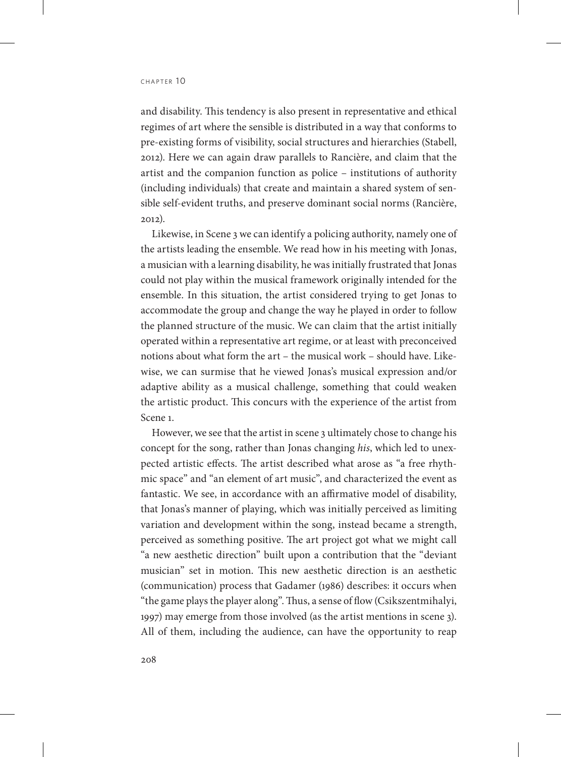and disability. This tendency is also present in representative and ethical regimes of art where the sensible is distributed in a way that conforms to pre-existing forms of visibility, social structures and hierarchies (Stabell, 2012). Here we can again draw parallels to Rancière, and claim that the artist and the companion function as police – institutions of authority (including individuals) that create and maintain a shared system of sensible self-evident truths, and preserve dominant social norms (Rancière, 2012).

Likewise, in Scene 3 we can identify a policing authority, namely one of the artists leading the ensemble. We read how in his meeting with Jonas, a musician with a learning disability, he was initially frustrated that Jonas could not play within the musical framework originally intended for the ensemble. In this situation, the artist considered trying to get Jonas to accommodate the group and change the way he played in order to follow the planned structure of the music. We can claim that the artist initially operated within a representative art regime, or at least with preconceived notions about what form the art – the musical work – should have. Likewise, we can surmise that he viewed Jonas's musical expression and/or adaptive ability as a musical challenge, something that could weaken the artistic product. This concurs with the experience of the artist from Scene 1.

However, we see that the artist in scene 3 ultimately chose to change his concept for the song, rather than Jonas changing *his*, which led to unexpected artistic effects. The artist described what arose as "a free rhythmic space" and "an element of art music", and characterized the event as fantastic. We see, in accordance with an affirmative model of disability, that Jonas's manner of playing, which was initially perceived as limiting variation and development within the song, instead became a strength, perceived as something positive. The art project got what we might call "a new aesthetic direction" built upon a contribution that the "deviant musician" set in motion. This new aesthetic direction is an aesthetic (communication) process that Gadamer (1986) describes: it occurs when "the game plays the player along". Thus, a sense of flow (Csikszentmihalyi, 1997) may emerge from those involved (as the artist mentions in scene 3). All of them, including the audience, can have the opportunity to reap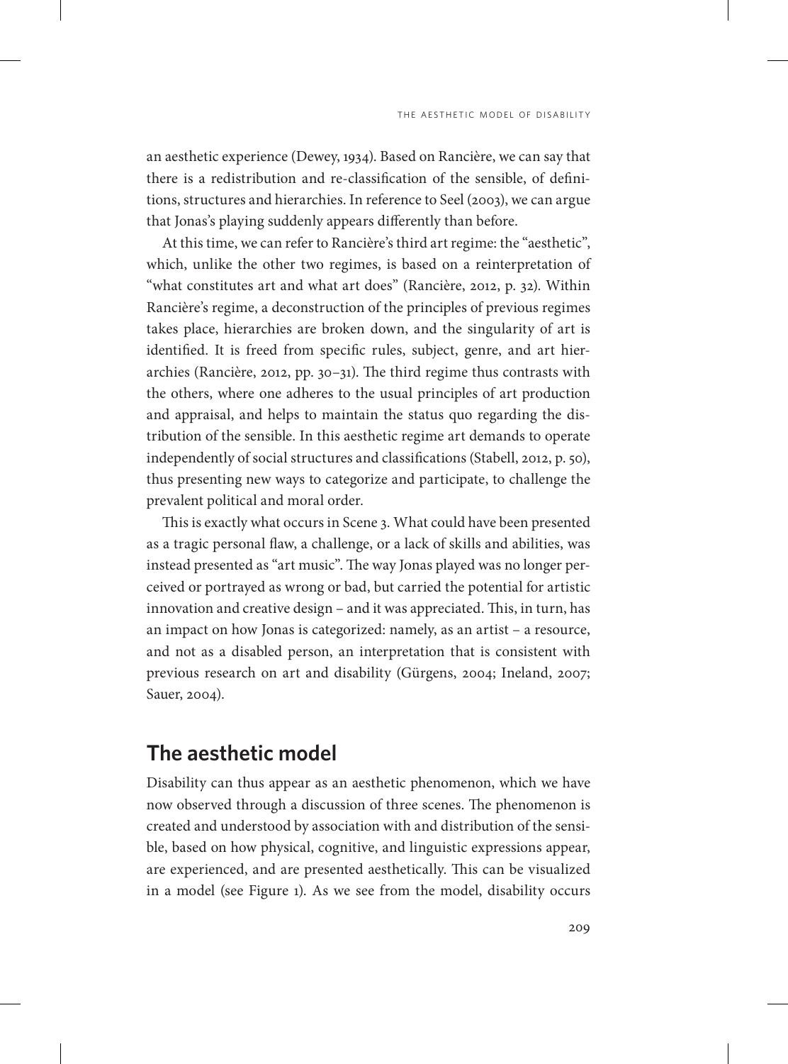an aesthetic experience (Dewey, 1934). Based on Rancière, we can say that there is a redistribution and re-classification of the sensible, of definitions, structures and hierarchies. In reference to Seel (2003), we can argue that Jonas's playing suddenly appears differently than before.

At this time, we can refer to Rancière's third art regime: the "aesthetic", which, unlike the other two regimes, is based on a reinterpretation of "what constitutes art and what art does" (Rancière, 2012, p. 32). Within Rancière's regime, a deconstruction of the principles of previous regimes takes place, hierarchies are broken down, and the singularity of art is identified. It is freed from specific rules, subject, genre, and art hierarchies (Rancière, 2012, pp. 30–31). The third regime thus contrasts with the others, where one adheres to the usual principles of art production and appraisal, and helps to maintain the status quo regarding the distribution of the sensible. In this aesthetic regime art demands to operate independently of social structures and classifications (Stabell, 2012, p. 50), thus presenting new ways to categorize and participate, to challenge the prevalent political and moral order.

This is exactly what occurs in Scene 3. What could have been presented as a tragic personal flaw, a challenge, or a lack of skills and abilities, was instead presented as "art music". The way Jonas played was no longer perceived or portrayed as wrong or bad, but carried the potential for artistic innovation and creative design – and it was appreciated. This, in turn, has an impact on how Jonas is categorized: namely, as an artist – a resource, and not as a disabled person, an interpretation that is consistent with previous research on art and disability (Gürgens, 2004; Ineland, 2007; Sauer, 2004).

## The aesthetic model

Disability can thus appear as an aesthetic phenomenon, which we have now observed through a discussion of three scenes. The phenomenon is created and understood by association with and distribution of the sensible, based on how physical, cognitive, and linguistic expressions appear, are experienced, and are presented aesthetically. This can be visualized in a model (see Figure 1). As we see from the model, disability occurs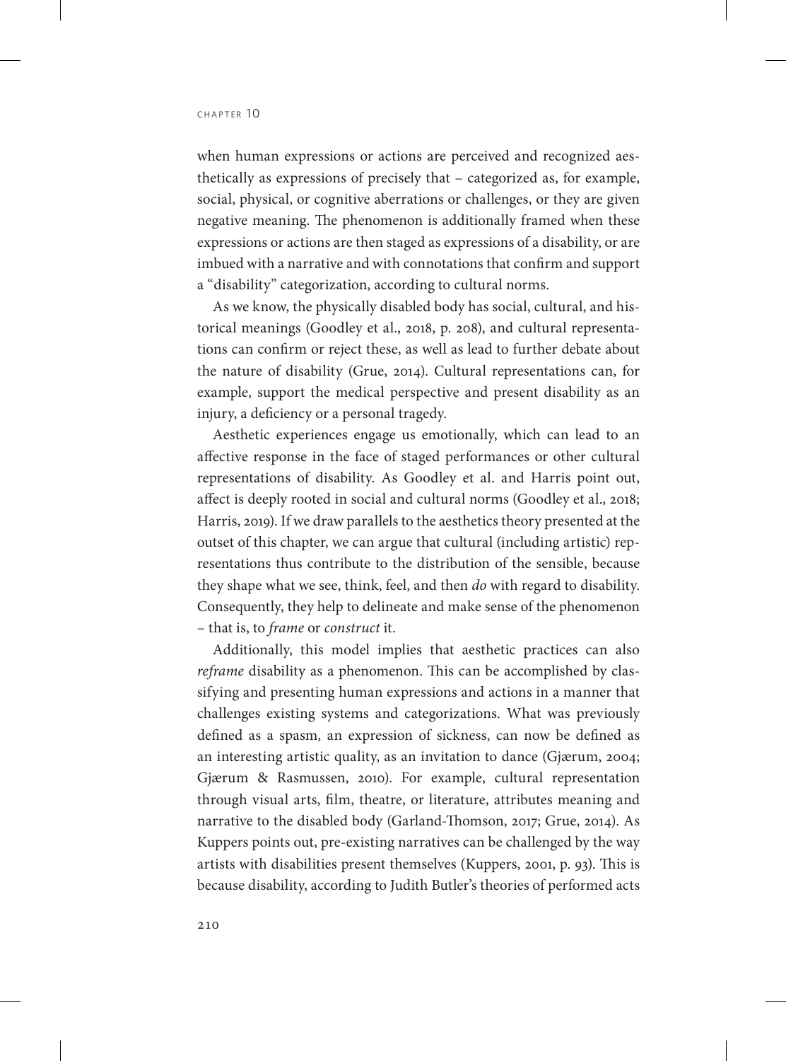when human expressions or actions are perceived and recognized aesthetically as expressions of precisely that – categorized as, for example, social, physical, or cognitive aberrations or challenges, or they are given negative meaning. The phenomenon is additionally framed when these expressions or actions are then staged as expressions of a disability, or are imbued with a narrative and with connotations that confirm and support a "disability" categorization, according to cultural norms.

As we know, the physically disabled body has social, cultural, and historical meanings (Goodley et al., 2018, p. 208), and cultural representations can confirm or reject these, as well as lead to further debate about the nature of disability (Grue, 2014). Cultural representations can, for example, support the medical perspective and present disability as an injury, a deficiency or a personal tragedy.

Aesthetic experiences engage us emotionally, which can lead to an affective response in the face of staged performances or other cultural representations of disability. As Goodley et al. and Harris point out, affect is deeply rooted in social and cultural norms (Goodley et al., 2018; Harris, 2019). If we draw parallels to the aesthetics theory presented at the outset of this chapter, we can argue that cultural (including artistic) representations thus contribute to the distribution of the sensible, because they shape what we see, think, feel, and then *do* with regard to disability. Consequently, they help to delineate and make sense of the phenomenon – that is, to *frame* or *construct* it.

Additionally, this model implies that aesthetic practices can also *reframe* disability as a phenomenon. This can be accomplished by classifying and presenting human expressions and actions in a manner that challenges existing systems and categorizations. What was previously defined as a spasm, an expression of sickness, can now be defined as an interesting artistic quality, as an invitation to dance (Gjærum, 2004; Gjærum & Rasmussen, 2010). For example, cultural representation through visual arts, film, theatre, or literature, attributes meaning and narrative to the disabled body (Garland-Thomson, 2017; Grue, 2014). As Kuppers points out, pre-existing narratives can be challenged by the way artists with disabilities present themselves (Kuppers, 2001, p. 93). This is because disability, according to Judith Butler's theories of performed acts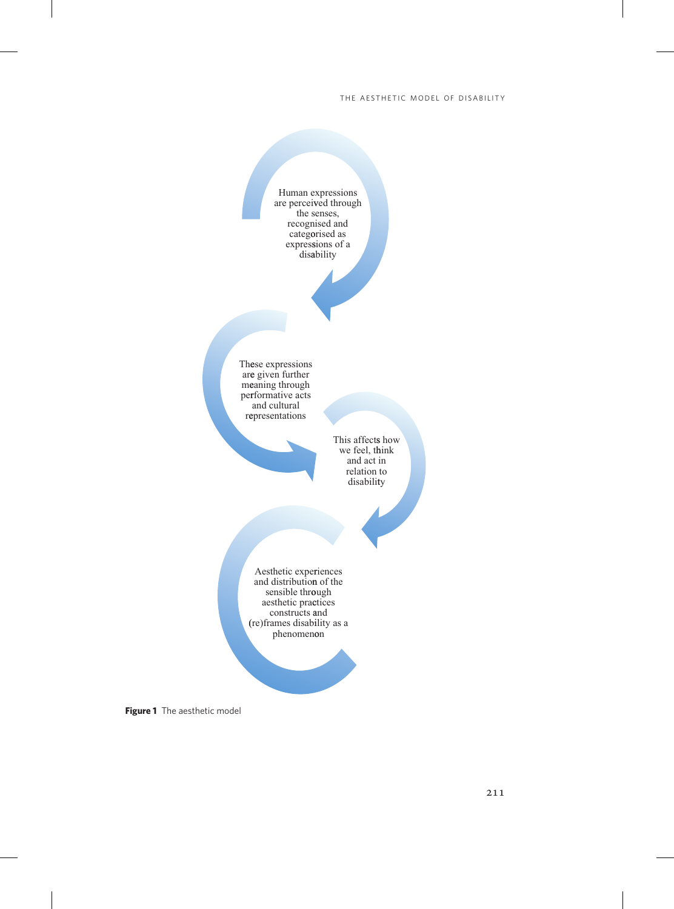Human expressions are perceived through the senses, recognised and categorised as expressions of a disability

These expressions are given further meaning through performative acts and cultural representations

This affects how we feel, think and act in relation to disability

Aesthetic experiences and distribution of the sensible through aesthetic practices constructs and (re)frames disability as a phenomenon

**Figure 1** The aesthetic model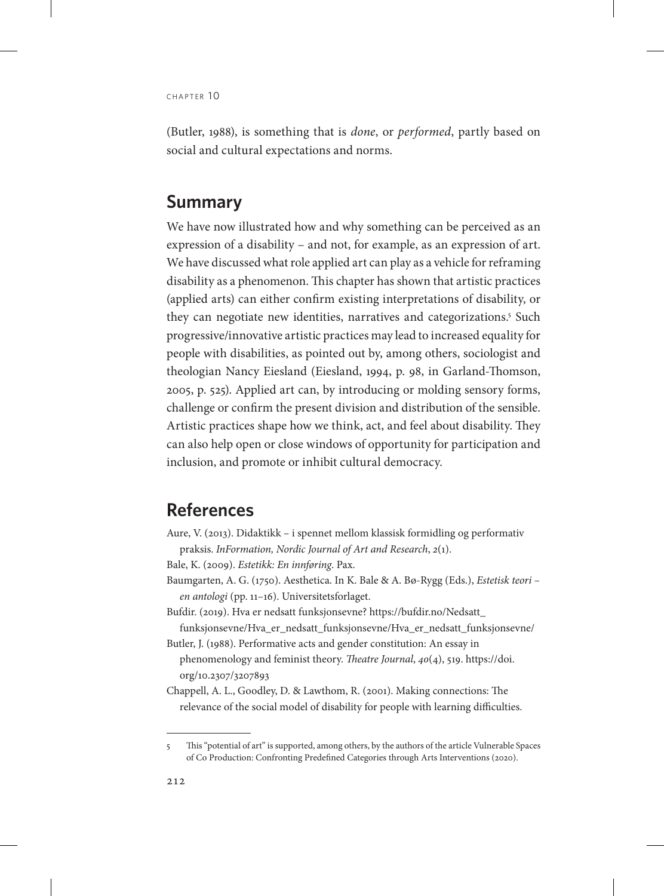(Butler, 1988), is something that is *done*, or *performed*, partly based on social and cultural expectations and norms.

## Summary

We have now illustrated how and why something can be perceived as an expression of a disability – and not, for example, as an expression of art. We have discussed what role applied art can play as a vehicle for reframing disability as a phenomenon. This chapter has shown that artistic practices (applied arts) can either confirm existing interpretations of disability, or they can negotiate new identities, narratives and categorizations.[5] Such progressive/innovative artistic practices may lead to increased equality for people with disabilities, as pointed out by, among others, sociologist and theologian Nancy Eiesland (Eiesland, 1994, p. 98, in Garland-Thomson, 2005, p. 525). Applied art can, by introducing or molding sensory forms, challenge or confirm the present division and distribution of the sensible. Artistic practices shape how we think, act, and feel about disability. They can also help open or close windows of opportunity for participation and inclusion, and promote or inhibit cultural democracy.

## References

Aure, V. (2013). Didaktikk – i spennet mellom klassisk formidling og performativ praksis. *InFormation, Nordic Journal of Art and Research*, *2*(1).

Bale, K. (2009). *Estetikk: En innføring*. Pax.

Baumgarten, A. G. (1750). Aesthetica. In K. Bale & A. Bø-Rygg (Eds.), *Estetisk teori – en antologi* (pp. 11–16). Universitetsforlaget.

Bufdir. (2019). Hva er nedsatt funksjonsevne? https://bufdir.no/Nedsatt_funksjonsevne/Hva_er_nedsatt_funksjonsevne/Hva_er_nedsatt_funksjonsevne/

Butler, J. (1988). Performative acts and gender constitution: An essay in phenomenology and feminist theory. *Theatre Journal*, *40*(4), 519. https://doi.org/10.2307/3207893

Chappell, A. L., Goodley, D. & Lawthom, R. (2001). Making connections: The relevance of the social model of disability for people with learning difficulties.

---

5 This "potential of art" is supported, among others, by the authors of the article Vulnerable Spaces of Co Production: Confronting Predefined Categories through Arts Interventions (2020).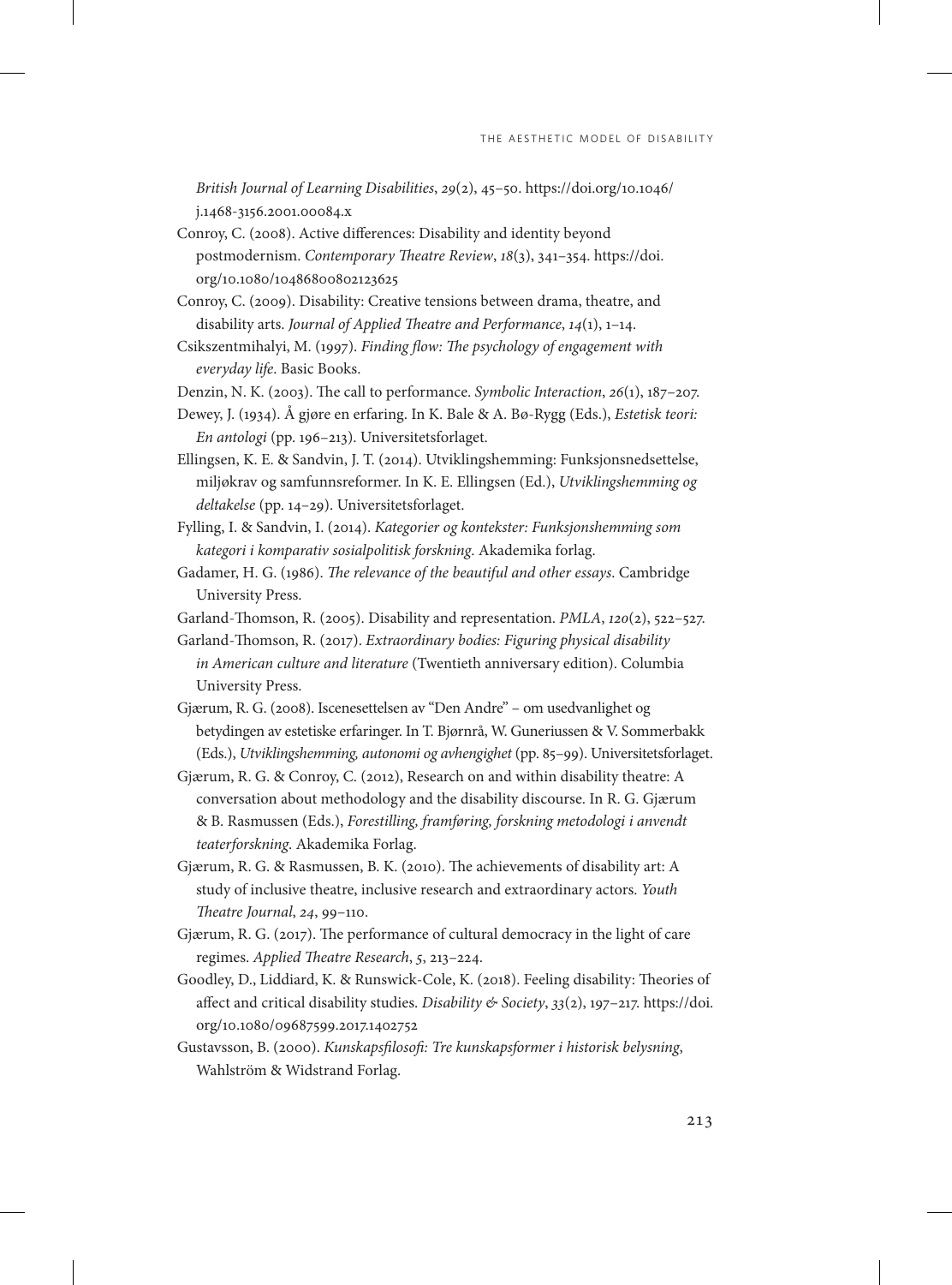*British Journal of Learning Disabilities*, *29*(2), 45–50. https://doi.org/10.1046/j.1468-3156.2001.00084.x

Conroy, C. (2008). Active differences: Disability and identity beyond postmodernism. *Contemporary Theatre Review*, *18*(3), 341–354. https://doi.org/10.1080/10486800802123625

Conroy, C. (2009). Disability: Creative tensions between drama, theatre, and disability arts. *Journal of Applied Theatre and Performance*, *14*(1), 1–14.

Csikszentmihalyi, M. (1997). *Finding flow: The psychology of engagement with everyday life*. Basic Books.

Denzin, N. K. (2003). The call to performance. *Symbolic Interaction*, *26*(1), 187–207.

Dewey, J. (1934). Å gjøre en erfaring. In K. Bale & A. Bø-Rygg (Eds.), *Estetisk teori: En antologi* (pp. 196–213). Universitetsforlaget.

Ellingsen, K. E. & Sandvin, J. T. (2014). Utviklingshemming: Funksjonsnedsettelse, miljøkrav og samfunnsreformer. In K. E. Ellingsen (Ed.), *Utviklingshemming og deltakelse* (pp. 14–29). Universitetsforlaget.

Fylling, I. & Sandvin, I. (2014). *Kategorier og kontekster: Funksjonshemming som kategori i komparativ sosialpolitisk forskning*. Akademika forlag.

Gadamer, H. G. (1986). *The relevance of the beautiful and other essays*. Cambridge University Press.

Garland-Thomson, R. (2005). Disability and representation. *PMLA*, *120*(2), 522–527.

Garland-Thomson, R. (2017). *Extraordinary bodies: Figuring physical disability in American culture and literature* (Twentieth anniversary edition). Columbia University Press.

Gjærum, R. G. (2008). Iscenesettelsen av "Den Andre" – om usedvanlighet og betydingen av estetiske erfaringer. In T. Bjørnrå, W. Guneriussen & V. Sommerbakk (Eds.), *Utviklingshemming, autonomi og avhengighet* (pp. 85–99). Universitetsforlaget.

Gjærum, R. G. & Conroy, C. (2012), Research on and within disability theatre: A conversation about methodology and the disability discourse. In R. G. Gjærum & B. Rasmussen (Eds.), *Forestilling, framføring, forskning metodologi i anvendt teaterforskning*. Akademika Forlag.

Gjærum, R. G. & Rasmussen, B. K. (2010). The achievements of disability art: A study of inclusive theatre, inclusive research and extraordinary actors. *Youth Theatre Journal*, *24*, 99–110.

Gjærum, R. G. (2017). The performance of cultural democracy in the light of care regimes. *Applied Theatre Research*, *5*, 213–224.

Goodley, D., Liddiard, K. & Runswick-Cole, K. (2018). Feeling disability: Theories of affect and critical disability studies. *Disability & Society*, *33*(2), 197–217. https://doi.org/10.1080/09687599.2017.1402752

Gustavsson, B. (2000). *Kunskapsfilosofi: Tre kunskapsformer i historisk belysning*, Wahlström & Widstrand Forlag.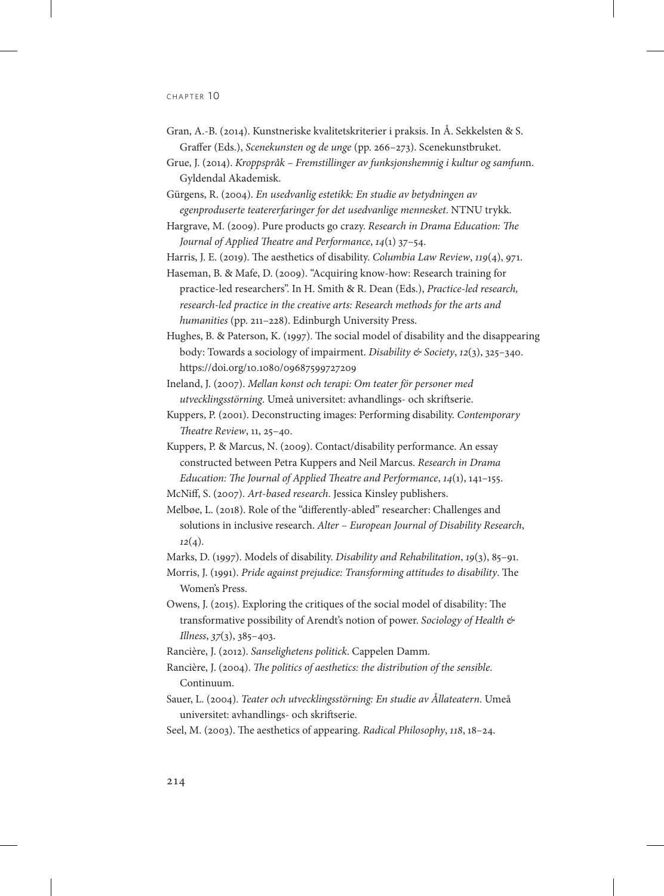Gran, A.-B. (2014). Kunstneriske kvalitetskriterier i praksis. In Å. Sekkelsten & S. Graffer (Eds.), *Scenekunsten og de unge* (pp. 266–273). Scenekunstbruket.

Grue, J. (2014). *Kroppsspråk – Fremstillinger av funksjonshemnig i kultur og samfun*n. Gyldendal Akademisk.

Gürgens, R. (2004). *En usedvanlig estetikk: En studie av betydningen av egenproduserte teatererfaringer for det usedvanlige mennesket*. NTNU trykk.

Hargrave, M. (2009). Pure products go crazy. *Research in Drama Education: The Journal of Applied Theatre and Performance*, *14*(1) 37–54.

Harris, J. E. (2019). The aesthetics of disability. *Columbia Law Review*, *119*(4), 971.

Haseman, B. & Mafe, D. (2009). "Acquiring know-how: Research training for practice-led researchers". In H. Smith & R. Dean (Eds.), *Practice-led research, research-led practice in the creative arts: Research methods for the arts and humanities* (pp. 211–228). Edinburgh University Press.

Hughes, B. & Paterson, K. (1997). The social model of disability and the disappearing body: Towards a sociology of impairment. *Disability & Society*, *12*(3), 325–340. https://doi.org/10.1080/09687599727209

Ineland, J. (2007). *Mellan konst och terapi: Om teater för personer med utvecklingsstörning*. Umeå universitet: avhandlings- och skriftserie.

Kuppers, P. (2001). Deconstructing images: Performing disability. *Contemporary Theatre Review*, 11, 25–40.

Kuppers, P. & Marcus, N. (2009). Contact/disability performance. An essay constructed between Petra Kuppers and Neil Marcus. *Research in Drama Education: The Journal of Applied Theatre and Performance*, *14*(1), 141–155.

McNiff, S. (2007). *Art-based research*. Jessica Kinsley publishers.

Melbøe, L. (2018). Role of the "differently-abled" researcher: Challenges and solutions in inclusive research. *Alter – European Journal of Disability Research*, *12*(4).

Marks, D. (1997). Models of disability. *Disability and Rehabilitation*, *19*(3), 85–91.

Morris, J. (1991). *Pride against prejudice: Transforming attitudes to disability*. The Women's Press.

Owens, J. (2015). Exploring the critiques of the social model of disability: The transformative possibility of Arendt's notion of power. *Sociology of Health & Illness*, *37*(3), 385–403.

Rancière, J. (2012). *Sanselighetens politick*. Cappelen Damm.

Rancière, J. (2004). *The politics of aesthetics: the distribution of the sensible*. Continuum.

Sauer, L. (2004). *Teater och utvecklingsstörning: En studie av Ållateatern*. Umeå universitet: avhandlings- och skriftserie.

Seel, M. (2003). The aesthetics of appearing. *Radical Philosophy*, *118*, 18–24.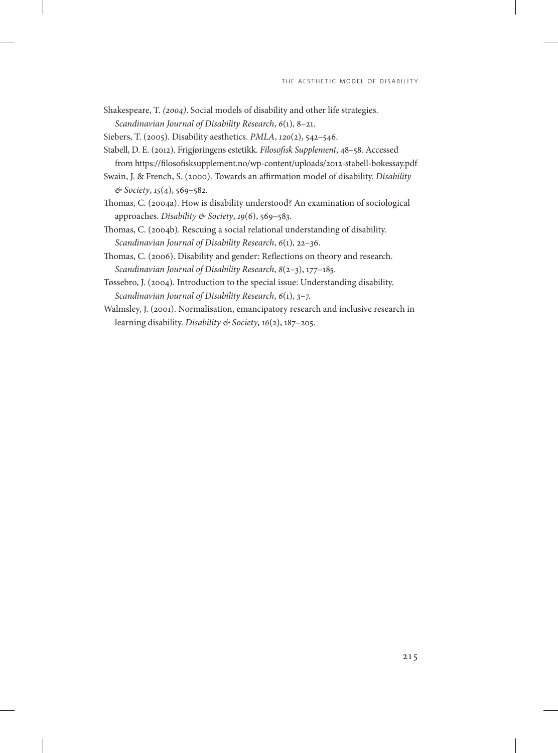Shakespeare, T. *(2004)*. Social models of disability and other life strategies. *Scandinavian Journal of Disability Research*, *6*(1), 8–21.

Siebers, T. (2005). Disability aesthetics. *PMLA*, *120*(2), 542–546.

Stabell, D. E. (2012). Frigjøringens estetikk. *Filosofisk Supplement*, 48–58. Accessed from https://filosofisksupplement.no/wp-content/uploads/2012-stabell-bokessay.pdf

Swain, J. & French, S. (2000). Towards an affirmation model of disability. *Disability & Society*, *15*(4), 569–582.

Thomas, C. (2004a). How is disability understood? An examination of sociological approaches. *Disability & Society*, *19*(6), 569–583.

Thomas, C. (2004b). Rescuing a social relational understanding of disability. *Scandinavian Journal of Disability Research*, *6*(1), 22–36.

Thomas, C. (2006). Disability and gender: Reflections on theory and research. *Scandinavian Journal of Disability Research*, *8*(2–3), 177–185.

Tøssebro, J. (2004). Introduction to the special issue: Understanding disability. *Scandinavian Journal of Disability Research*, *6*(1), 3–7.

Walmsley, J. (2001). Normalisation, emancipatory research and inclusive research in learning disability. *Disability & Society*, *16*(2), 187–205.